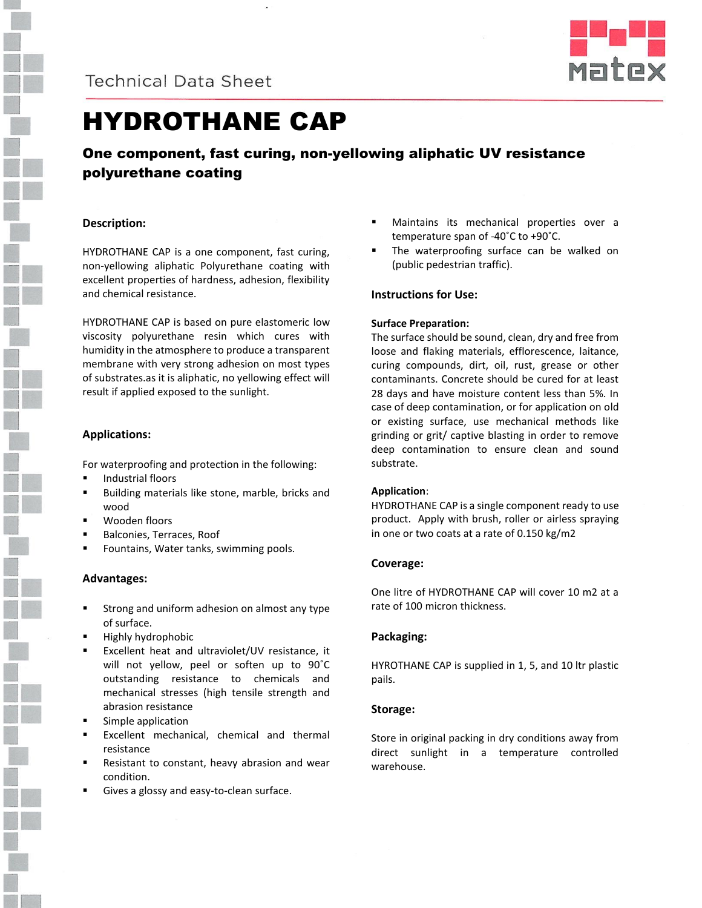Technical Data Sheet

# HYDROTHANE CAP

## One component, fast curing, non-yellowing aliphatic UV resistance polyurethane coating

### Description:

HYDROTHANE CAP is a one component, fast curing, non-yellowing aliphatic Polyurethane coating with excellent properties of hardness, adhesion, flexibility and chemical resistance.

HYDROTHANE CAP is based on pure elastomeric low viscosity polyurethane resin which cures with humidity in the atmosphere to produce a transparent membrane with very strong adhesion on most types of substrates.as it is aliphatic, no yellowing effect will result if applied exposed to the sunlight.

### Applications:

For waterproofing and protection in the following:

- Industrial floors
- Building materials like stone, marble, bricks and wood
- Wooden floors
- Balconies, Terraces, Roof
- Fountains, Water tanks, swimming pools.

### Advantages:

- Strong and uniform adhesion on almost any type of surface.
- Highly hydrophobic
- Excellent heat and ultraviolet/UV resistance, it will not yellow, peel or soften up to 90˚C outstanding resistance to chemicals and mechanical stresses (high tensile strength and abrasion resistance
- Simple application
- Excellent mechanical, chemical and thermal resistance
- Resistant to constant, heavy abrasion and wear condition.
- Gives a glossy and easy-to-clean surface.
- Maintains its mechanical properties over a temperature span of -40˚C to +90˚C.
- The waterproofing surface can be walked on (public pedestrian traffic).

### Instructions for Use:

**Surface Preparation:**

The surface should be sound, clean, dry and free from loose and flaking materials, efflorescence, laitance, curing compounds, dirt, oil, rust, grease or other contaminants. Concrete should be cured for at least 28 days and have moisture content less than 5%. In case of deep contamination, or for application on old or existing surface, use mechanical methods like grinding or grit/ captive blasting in order to remove deep contamination to ensure clean and sound substrate.

**Application**:

HYDROTHANE CAP is a single component ready to use product. Apply with brush, roller or airless spraying in one or two coats at a rate of 0.150 kg/m2

### Coverage:

One litre of HYDROTHANE CAP will cover 10 m2 at a rate of 100 micron thickness.

### Packaging:

HYROTHANE CAP is supplied in 1, 5, and 10 ltr plastic pails.

### Storage:

Store in original packing in dry conditions away from direct sunlight in a temperature controlled warehouse.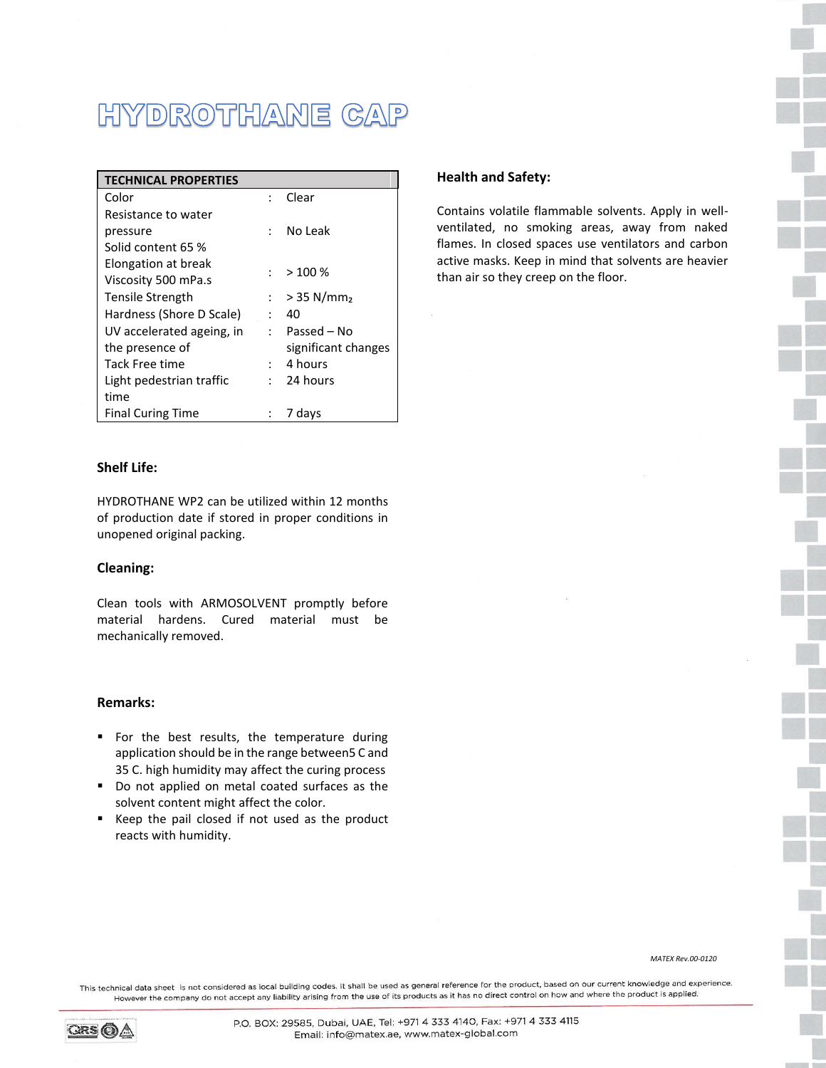# HYDROTHANE CAP

| TECHNICAL PROPERTIES | | |
|---|---|---|
| Color | : | Clear |
| Resistance to water pressure | : | No Leak |
| Solid content 65 % | | |
| Elongation at break | : | > 100 % |
| Viscosity 500 mPa.s | | |
| Tensile Strength | : | > 35 N/mm2 |
| Hardness (Shore D Scale) | : | 40 |
| UV accelerated ageing, in the presence of | : | Passed – No significant changes |
| Tack Free time | : | 4 hours |
| Light pedestrian traffic time | : | 24 hours |
| Final Curing Time | : | 7 days |

## Shelf Life:

HYDROTHANE WP2 can be utilized within 12 months of production date if stored in proper conditions in unopened original packing.

## Cleaning:

Clean tools with ARMOSOLVENT promptly before material hardens. Cured material must be mechanically removed.

## Remarks:

- For the best results, the temperature during application should be in the range between5 C and 35 C. high humidity may affect the curing process
- Do not applied on metal coated surfaces as the solvent content might affect the color.
- Keep the pail closed if not used as the product reacts with humidity.

## Health and Safety:

Contains volatile flammable solvents. Apply in well-ventilated, no smoking areas, away from naked flames. In closed spaces use ventilators and carbon active masks. Keep in mind that solvents are heavier than air so they creep on the floor.

*MATEX Rev.00-0120*

This technical data sheet is not considered as local building codes. It shall be used as general reference for the product, based on our current knowledge and experience. However the company do not accept any liability arising from the use of its products as it has no direct control on how and where the product is applied.

P.O. BOX: 29585, Dubai, UAE, Tel: +971 4 333 4140, Fax: +971 4 333 4115
Email: info@matex.ae, www.matex-global.com